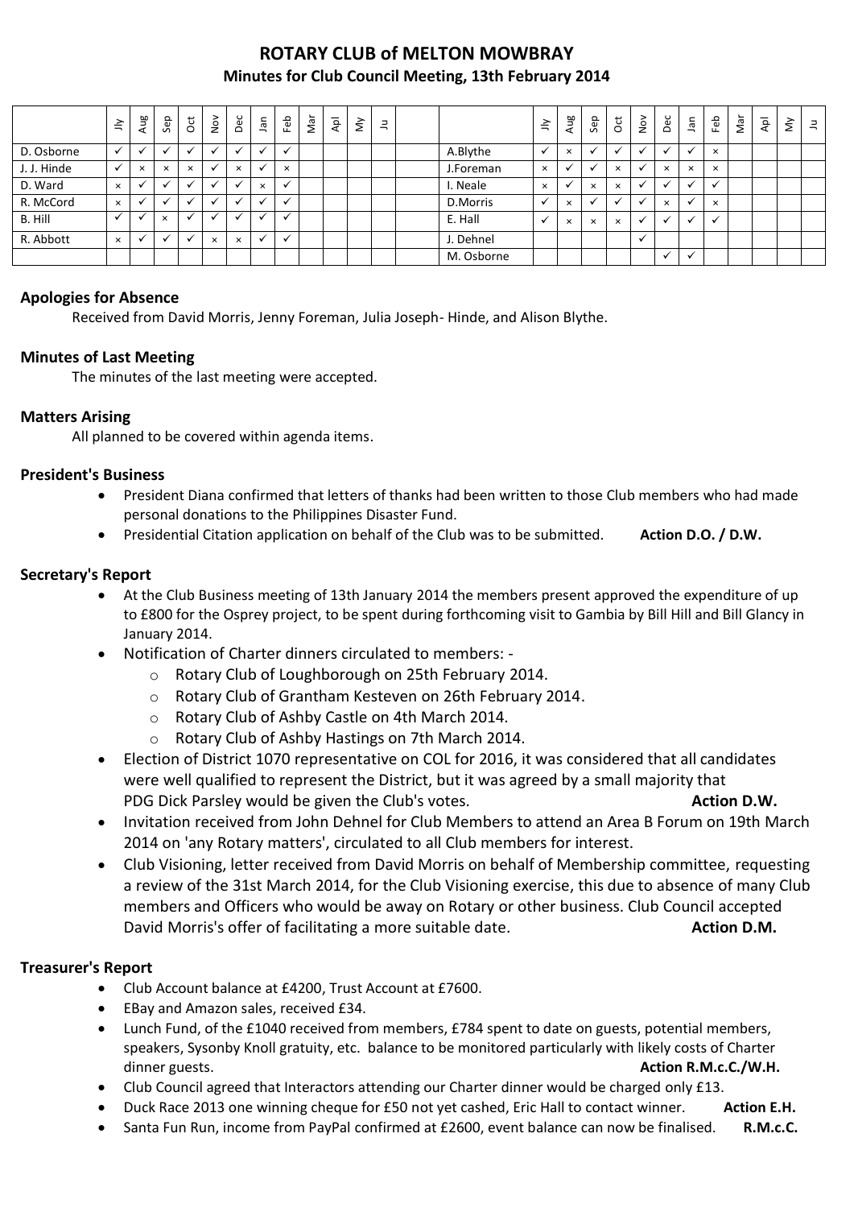# ROTARY CLUB of MELTON MOWBRAY

## Minutes for Club Council Meeting, 13th February 2014

| | Jly | Aug | Sep | Oct | Nov | Dec | Jan | Feb | Mar | Apl | My | Ju | | | Jly | Aug | Sep | Oct | Nov | Dec | Jan | Feb | Mar | Apl | My | Ju |
|---|---|---|---|---|---|---|---|---|---|---|---|---|---|---|---|---|---|---|---|---|---|---|---|---|---|---|
| D. Osborne | ✓ | ✓ | ✓ | ✓ | ✓ | ✓ | ✓ | ✓ | | | | | | A.Blythe | ✓ | × | ✓ | ✓ | ✓ | ✓ | ✓ | × | | | | |
| J. J. Hinde | ✓ | × | × | × | ✓ | × | ✓ | × | | | | | | J.Foreman | × | ✓ | ✓ | × | ✓ | × | × | × | | | | |
| D. Ward | × | ✓ | ✓ | ✓ | ✓ | ✓ | × | ✓ | | | | | | I. Neale | × | ✓ | × | × | ✓ | ✓ | ✓ | ✓ | | | | |
| R. McCord | × | ✓ | ✓ | ✓ | ✓ | ✓ | ✓ | ✓ | | | | | | D.Morris | ✓ | × | ✓ | ✓ | ✓ | × | ✓ | × | | | | |
| B. Hill | ✓ | ✓ | × | ✓ | ✓ | ✓ | ✓ | ✓ | | | | | | E. Hall | ✓ | × | × | × | ✓ | ✓ | ✓ | ✓ | | | | |
| R. Abbott | × | ✓ | ✓ | ✓ | × | × | ✓ | ✓ | | | | | | J. Dehnel | | | | | ✓ | | | | | | | |
| | | | | | | | | | | | | | | M. Osborne | | | | | | ✓ | ✓ | | | | | |

### Apologies for Absence

Received from David Morris, Jenny Foreman, Julia Joseph- Hinde, and Alison Blythe.

### Minutes of Last Meeting

The minutes of the last meeting were accepted.

### Matters Arising

All planned to be covered within agenda items.

### President's Business

- President Diana confirmed that letters of thanks had been written to those Club members who had made personal donations to the Philippines Disaster Fund.
- Presidential Citation application on behalf of the Club was to be submitted. **Action D.O. / D.W.**

### Secretary's Report

- At the Club Business meeting of 13th January 2014 the members present approved the expenditure of up to £800 for the Osprey project, to be spent during forthcoming visit to Gambia by Bill Hill and Bill Glancy in January 2014.
- Notification of Charter dinners circulated to members: -
  - Rotary Club of Loughborough on 25th February 2014.
  - Rotary Club of Grantham Kesteven on 26th February 2014.
  - Rotary Club of Ashby Castle on 4th March 2014.
  - Rotary Club of Ashby Hastings on 7th March 2014.
- Election of District 1070 representative on COL for 2016, it was considered that all candidates were well qualified to represent the District, but it was agreed by a small majority that PDG Dick Parsley would be given the Club's votes. **Action D.W.**
- Invitation received from John Dehnel for Club Members to attend an Area B Forum on 19th March 2014 on 'any Rotary matters', circulated to all Club members for interest.
- Club Visioning, letter received from David Morris on behalf of Membership committee, requesting a review of the 31st March 2014, for the Club Visioning exercise, this due to absence of many Club members and Officers who would be away on Rotary or other business. Club Council accepted David Morris's offer of facilitating a more suitable date. **Action D.M.**

### Treasurer's Report

- Club Account balance at £4200, Trust Account at £7600.
- EBay and Amazon sales, received £34.
- Lunch Fund, of the £1040 received from members, £784 spent to date on guests, potential members, speakers, Sysonby Knoll gratuity, etc. balance to be monitored particularly with likely costs of Charter dinner guests. **Action R.M.c.C./W.H.**
- Club Council agreed that Interactors attending our Charter dinner would be charged only £13.
- Duck Race 2013 one winning cheque for £50 not yet cashed, Eric Hall to contact winner. **Action E.H.**
- Santa Fun Run, income from PayPal confirmed at £2600, event balance can now be finalised. **R.M.c.C.**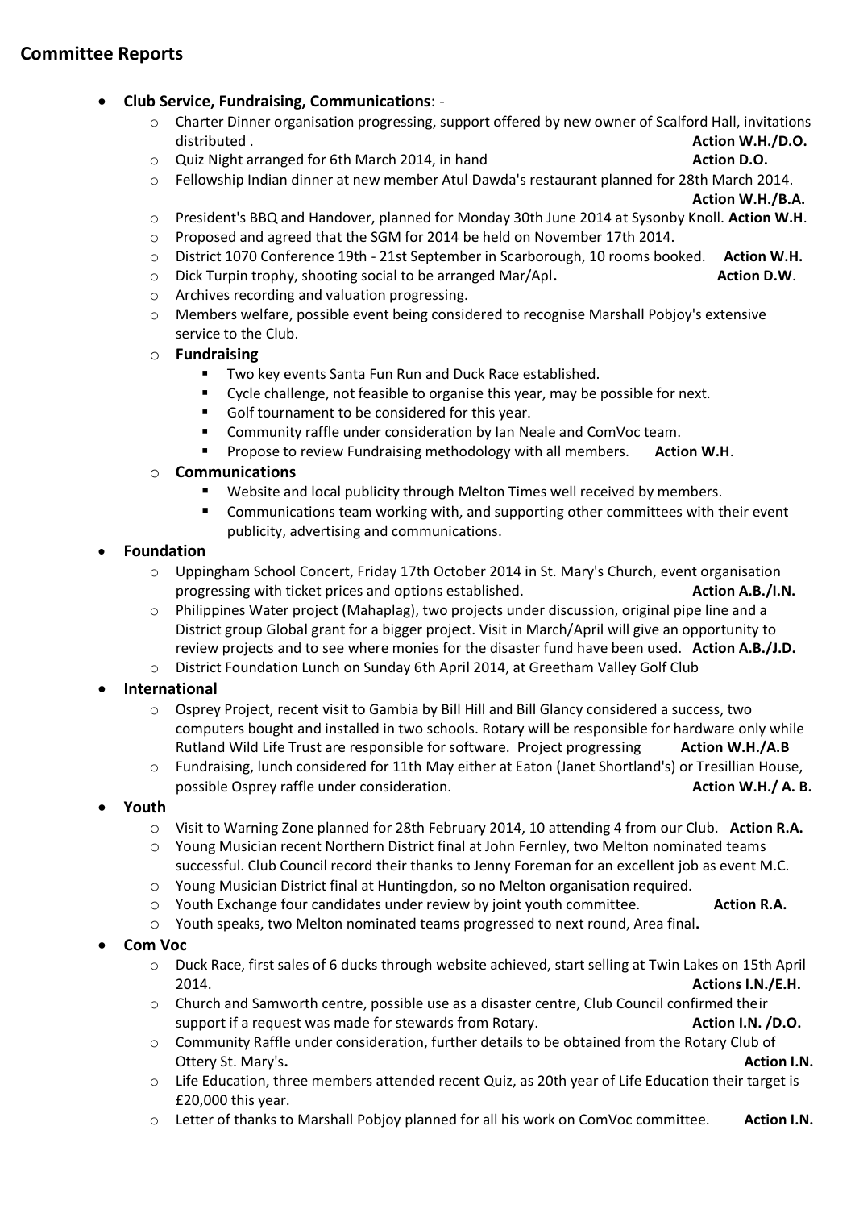## Committee Reports

- **Club Service, Fundraising, Communications**: -
  - Charter Dinner organisation progressing, support offered by new owner of Scalford Hall, invitations distributed . **Action W.H./D.O.**
  - Quiz Night arranged for 6th March 2014, in hand **Action D.O.**
  - Fellowship Indian dinner at new member Atul Dawda's restaurant planned for 28th March 2014. **Action W.H./B.A.**
  - President's BBQ and Handover, planned for Monday 30th June 2014 at Sysonby Knoll. **Action W.H**.
  - Proposed and agreed that the SGM for 2014 be held on November 17th 2014.
  - District 1070 Conference 19th - 21st September in Scarborough, 10 rooms booked. **Action W.H.**
  - Dick Turpin trophy, shooting social to be arranged Mar/Apl**.** **Action D.W**.
  - Archives recording and valuation progressing.
  - Members welfare, possible event being considered to recognise Marshall Pobjoy's extensive service to the Club.
  - **Fundraising**
    - Two key events Santa Fun Run and Duck Race established.
    - Cycle challenge, not feasible to organise this year, may be possible for next.
    - Golf tournament to be considered for this year.
    - Community raffle under consideration by Ian Neale and ComVoc team.
    - Propose to review Fundraising methodology with all members. **Action W.H**.
  - **Communications**
    - Website and local publicity through Melton Times well received by members.
    - Communications team working with, and supporting other committees with their event publicity, advertising and communications.
- **Foundation**
  - Uppingham School Concert, Friday 17th October 2014 in St. Mary's Church, event organisation progressing with ticket prices and options established. **Action A.B./I.N.**
  - Philippines Water project (Mahaplag), two projects under discussion, original pipe line and a District group Global grant for a bigger project. Visit in March/April will give an opportunity to review projects and to see where monies for the disaster fund have been used. **Action A.B./J.D.**
  - District Foundation Lunch on Sunday 6th April 2014, at Greetham Valley Golf Club
- **International**
  - Osprey Project, recent visit to Gambia by Bill Hill and Bill Glancy considered a success, two computers bought and installed in two schools. Rotary will be responsible for hardware only while Rutland Wild Life Trust are responsible for software. Project progressing **Action W.H./A.B**
  - Fundraising, lunch considered for 11th May either at Eaton (Janet Shortland's) or Tresillian House, possible Osprey raffle under consideration. **Action W.H./ A. B.**
- **Youth**
  - Visit to Warning Zone planned for 28th February 2014, 10 attending 4 from our Club. **Action R.A.**
  - Young Musician recent Northern District final at John Fernley, two Melton nominated teams successful. Club Council record their thanks to Jenny Foreman for an excellent job as event M.C.
  - Young Musician District final at Huntingdon, so no Melton organisation required.
  - Youth Exchange four candidates under review by joint youth committee. **Action R.A.**
  - Youth speaks, two Melton nominated teams progressed to next round, Area final**.**
- **Com Voc**
  - Duck Race, first sales of 6 ducks through website achieved, start selling at Twin Lakes on 15th April 2014. **Actions I.N./E.H.**
  - Church and Samworth centre, possible use as a disaster centre, Club Council confirmed their support if a request was made for stewards from Rotary. **Action I.N. /D.O.**
  - Community Raffle under consideration, further details to be obtained from the Rotary Club of Ottery St. Mary's**.** **Action I.N.**
  - Life Education, three members attended recent Quiz, as 20th year of Life Education their target is £20,000 this year.
  - Letter of thanks to Marshall Pobjoy planned for all his work on ComVoc committee. **Action I.N.**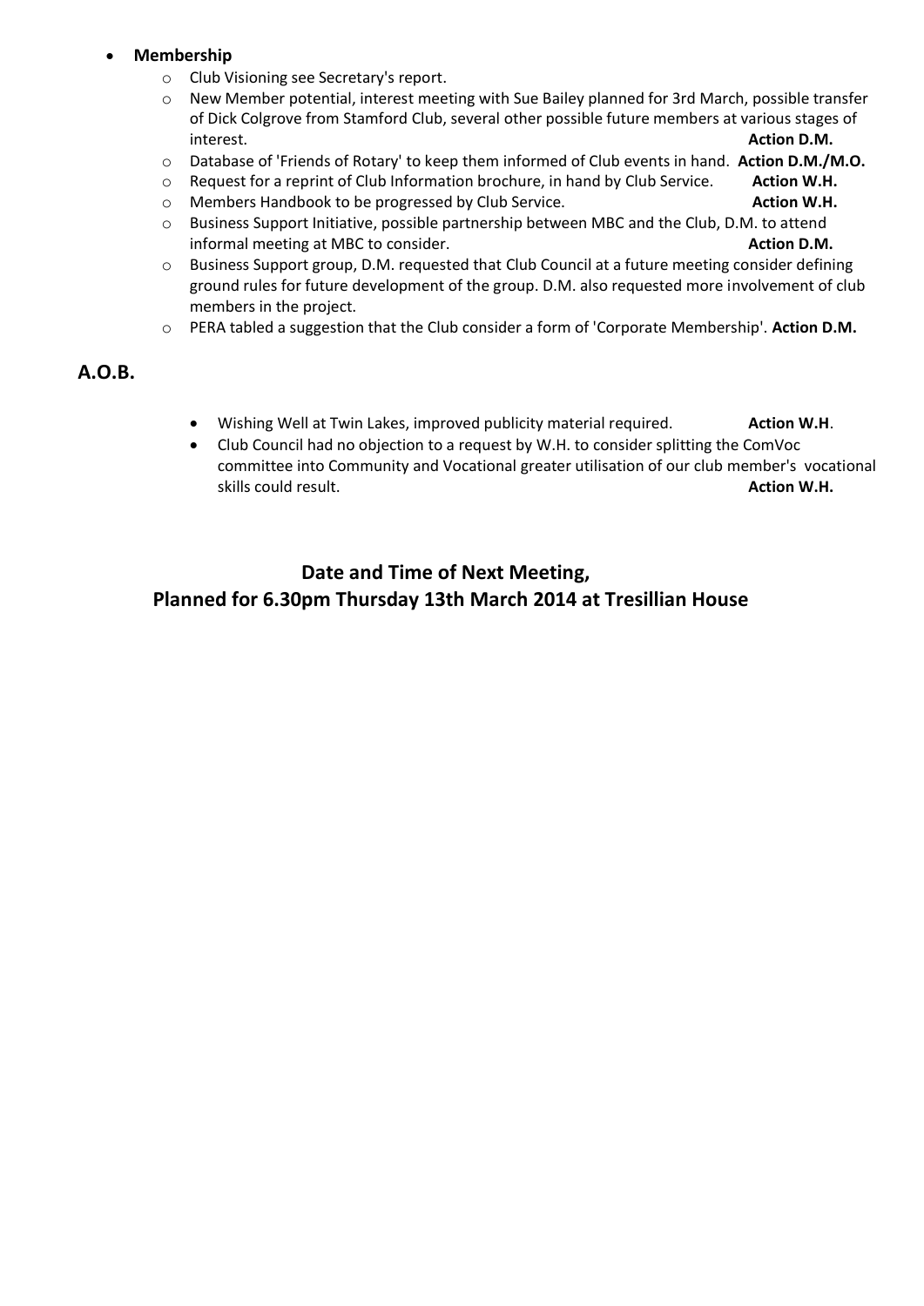- **Membership**
  - Club Visioning see Secretary's report.
  - New Member potential, interest meeting with Sue Bailey planned for 3rd March, possible transfer of Dick Colgrove from Stamford Club, several other possible future members at various stages of interest. **Action D.M.**
  - Database of 'Friends of Rotary' to keep them informed of Club events in hand. **Action D.M./M.O.**
  - Request for a reprint of Club Information brochure, in hand by Club Service. **Action W.H.**
  - Members Handbook to be progressed by Club Service. **Action W.H.**
  - Business Support Initiative, possible partnership between MBC and the Club, D.M. to attend informal meeting at MBC to consider. **Action D.M.**
  - Business Support group, D.M. requested that Club Council at a future meeting consider defining ground rules for future development of the group. D.M. also requested more involvement of club members in the project.
  - PERA tabled a suggestion that the Club consider a form of 'Corporate Membership'. **Action D.M.**

## A.O.B.

- Wishing Well at Twin Lakes, improved publicity material required. **Action W.H**.
- Club Council had no objection to a request by W.H. to consider splitting the ComVoc committee into Community and Vocational greater utilisation of our club member's vocational skills could result. **Action W.H.**

## Date and Time of Next Meeting, Planned for 6.30pm Thursday 13th March 2014 at Tresillian House